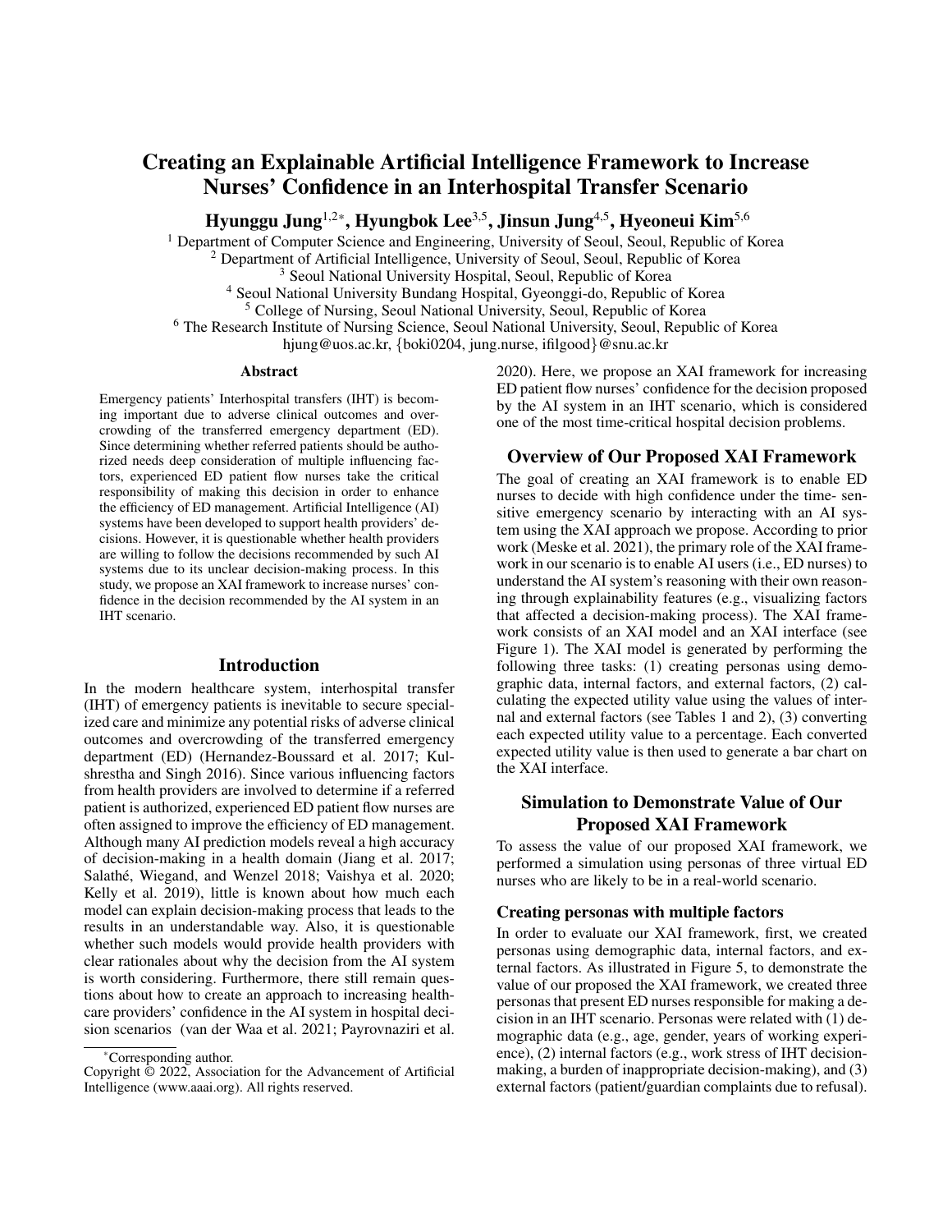# Creating an Explainable Artificial Intelligence Framework to Increase Nurses' Confidence in an Interhospital Transfer Scenario

**Hyunggu Jung[1,2*], Hyungbok Lee[3,5], Jinsun Jung[4,5], Hyeoneui Kim[5,6]**

[1] Department of Computer Science and Engineering, University of Seoul, Seoul, Republic of Korea
[2] Department of Artificial Intelligence, University of Seoul, Seoul, Republic of Korea
[3] Seoul National University Hospital, Seoul, Republic of Korea
[4] Seoul National University Bundang Hospital, Gyeonggi-do, Republic of Korea
[5] College of Nursing, Seoul National University, Seoul, Republic of Korea
[6] The Research Institute of Nursing Science, Seoul National University, Seoul, Republic of Korea
hjung@uos.ac.kr, {boki0204, jung.nurse, ifilgood}@snu.ac.kr

## Abstract

Emergency patients' Interhospital transfers (IHT) is becoming important due to adverse clinical outcomes and overcrowding of the transferred emergency department (ED). Since determining whether referred patients should be authorized needs deep consideration of multiple influencing factors, experienced ED patient flow nurses take the critical responsibility of making this decision in order to enhance the efficiency of ED management. Artificial Intelligence (AI) systems have been developed to support health providers' decisions. However, it is questionable whether health providers are willing to follow the decisions recommended by such AI systems due to its unclear decision-making process. In this study, we propose an XAI framework to increase nurses' confidence in the decision recommended by the AI system in an IHT scenario.

## Introduction

In the modern healthcare system, interhospital transfer (IHT) of emergency patients is inevitable to secure specialized care and minimize any potential risks of adverse clinical outcomes and overcrowding of the transferred emergency department (ED) (Hernandez-Boussard et al. 2017; Kulshrestha and Singh 2016). Since various influencing factors from health providers are involved to determine if a referred patient is authorized, experienced ED patient flow nurses are often assigned to improve the efficiency of ED management. Although many AI prediction models reveal a high accuracy of decision-making in a health domain (Jiang et al. 2017; Salathé, Wiegand, and Wenzel 2018; Vaishya et al. 2020; Kelly et al. 2019), little is known about how much each model can explain decision-making process that leads to the results in an understandable way. Also, it is questionable whether such models would provide health providers with clear rationales about why the decision from the AI system is worth considering. Furthermore, there still remain questions about how to create an approach to increasing healthcare providers' confidence in the AI system in hospital decision scenarios (van der Waa et al. 2021; Payrovnaziri et al. 2020). Here, we propose an XAI framework for increasing ED patient flow nurses' confidence for the decision proposed by the AI system in an IHT scenario, which is considered one of the most time-critical hospital decision problems.

## Overview of Our Proposed XAI Framework

The goal of creating an XAI framework is to enable ED nurses to decide with high confidence under the time- sensitive emergency scenario by interacting with an AI system using the XAI approach we propose. According to prior work (Meske et al. 2021), the primary role of the XAI framework in our scenario is to enable AI users (i.e., ED nurses) to understand the AI system's reasoning with their own reasoning through explainability features (e.g., visualizing factors that affected a decision-making process). The XAI framework consists of an XAI model and an XAI interface (see Figure 1). The XAI model is generated by performing the following three tasks: (1) creating personas using demographic data, internal factors, and external factors, (2) calculating the expected utility value using the values of internal and external factors (see Tables 1 and 2), (3) converting each expected utility value to a percentage. Each converted expected utility value is then used to generate a bar chart on the XAI interface.

## Simulation to Demonstrate Value of Our Proposed XAI Framework

To assess the value of our proposed XAI framework, we performed a simulation using personas of three virtual ED nurses who are likely to be in a real-world scenario.

### Creating personas with multiple factors

In order to evaluate our XAI framework, first, we created personas using demographic data, internal factors, and external factors. As illustrated in Figure 5, to demonstrate the value of our proposed the XAI framework, we created three personas that present ED nurses responsible for making a decision in an IHT scenario. Personas were related with (1) demographic data (e.g., age, gender, years of working experience), (2) internal factors (e.g., work stress of IHT decision-making, a burden of inappropriate decision-making), and (3) external factors (patient/guardian complaints due to refusal).

*Corresponding author.
Copyright © 2022, Association for the Advancement of Artificial Intelligence (www.aaai.org). All rights reserved.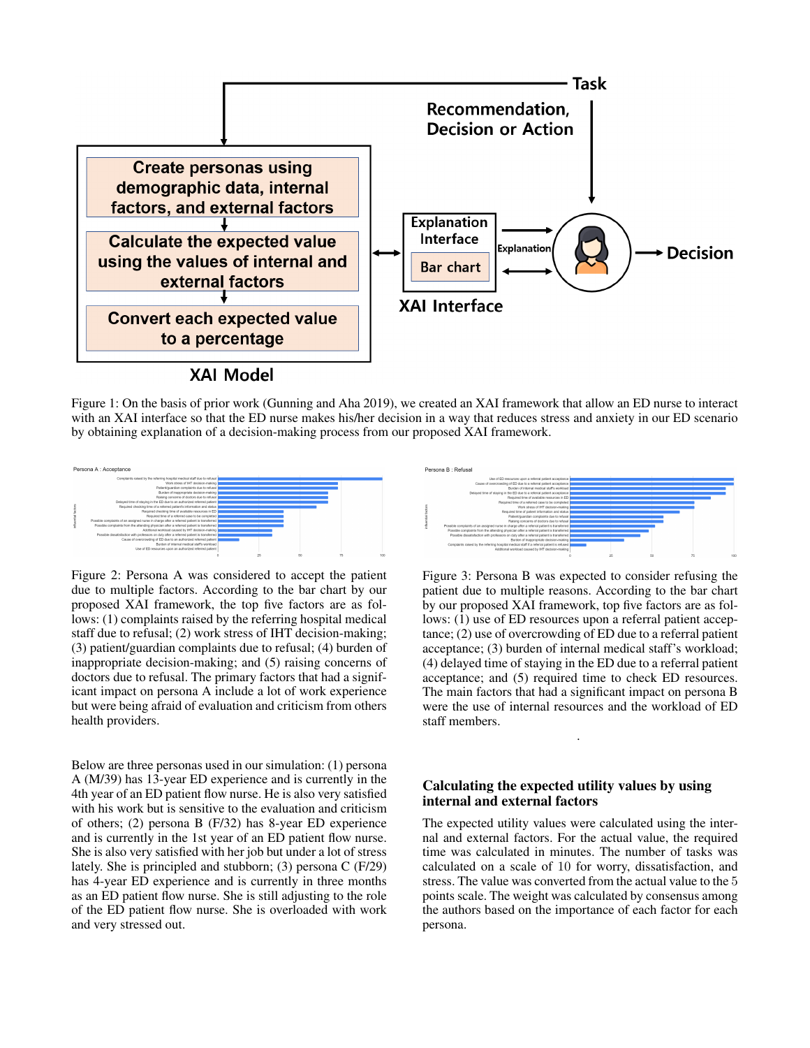Figure 1: On the basis of prior work (Gunning and Aha 2019), we created an XAI framework that allow an ED nurse to interact with an XAI interface so that the ED nurse makes his/her decision in a way that reduces stress and anxiety in our ED scenario by obtaining explanation of a decision-making process from our proposed XAI framework.

Figure 2: Persona A was considered to accept the patient due to multiple factors. According to the bar chart by our proposed XAI framework, the top five factors are as follows: (1) complaints raised by the referring hospital medical staff due to refusal; (2) work stress of IHT decision-making; (3) patient/guardian complaints due to refusal; (4) burden of inappropriate decision-making; and (5) raising concerns of doctors due to refusal. The primary factors that had a significant impact on persona A include a lot of work experience but were being afraid of evaluation and criticism from others health providers.

Figure 3: Persona B was expected to consider refusing the patient due to multiple reasons. According to the bar chart by our proposed XAI framework, top five factors are as follows: (1) use of ED resources upon a referral patient acceptance; (2) use of overcrowding of ED due to a referral patient acceptance; (3) burden of internal medical staff's workload; (4) delayed time of staying in the ED due to a referral patient acceptance; and (5) required time to check ED resources. The main factors that had a significant impact on persona B were the use of internal resources and the workload of ED staff members.

Below are three personas used in our simulation: (1) persona A (M/39) has 13-year ED experience and is currently in the 4th year of an ED patient flow nurse. He is also very satisfied with his work but is sensitive to the evaluation and criticism of others; (2) persona B (F/32) has 8-year ED experience and is currently in the 1st year of an ED patient flow nurse. She is also very satisfied with her job but under a lot of stress lately. She is principled and stubborn; (3) persona C (F/29) has 4-year ED experience and is currently in three months as an ED patient flow nurse. She is still adjusting to the role of the ED patient flow nurse. She is overloaded with work and very stressed out.

### Calculating the expected utility values by using internal and external factors

The expected utility values were calculated using the internal and external factors. For the actual value, the required time was calculated in minutes. The number of tasks was calculated on a scale of 10 for worry, dissatisfaction, and stress. The value was converted from the actual value to the 5 points scale. The weight was calculated by consensus among the authors based on the importance of each factor for each persona.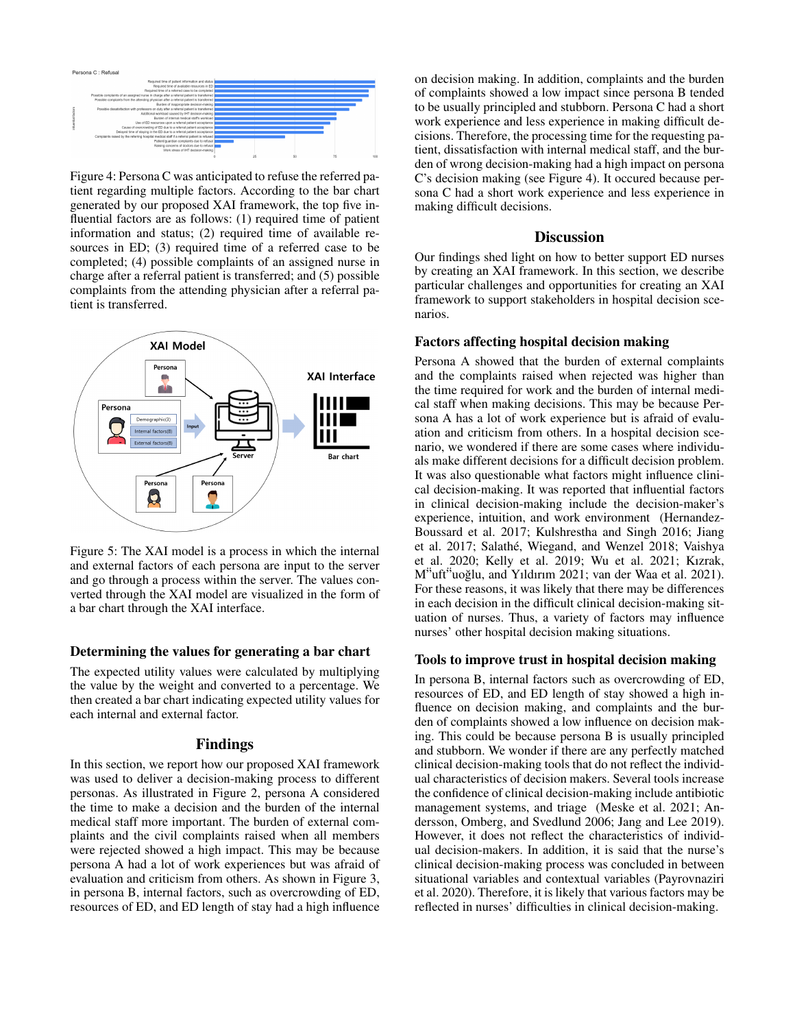Figure 4: Persona C was anticipated to refuse the referred patient regarding multiple factors. According to the bar chart generated by our proposed XAI framework, the top five influential factors are as follows: (1) required time of patient information and status; (2) required time of available resources in ED; (3) required time of a referred case to be completed; (4) possible complaints of an assigned nurse in charge after a referral patient is transferred; and (5) possible complaints from the attending physician after a referral patient is transferred.

Figure 5: The XAI model is a process in which the internal and external factors of each persona are input to the server and go through a process within the server. The values converted through the XAI model are visualized in the form of a bar chart through the XAI interface.

### Determining the values for generating a bar chart

The expected utility values were calculated by multiplying the value by the weight and converted to a percentage. We then created a bar chart indicating expected utility values for each internal and external factor.

## Findings

In this section, we report how our proposed XAI framework was used to deliver a decision-making process to different personas. As illustrated in Figure 2, persona A considered the time to make a decision and the burden of the internal medical staff more important. The burden of external complaints and the civil complaints raised when all members were rejected showed a high impact. This may be because persona A had a lot of work experiences but was afraid of evaluation and criticism from others. As shown in Figure 3, in persona B, internal factors, such as overcrowding of ED, resources of ED, and ED length of stay had a high influence on decision making. In addition, complaints and the burden of complaints showed a low impact since persona B tended to be usually principled and stubborn. Persona C had a short work experience and less experience in making difficult decisions. Therefore, the processing time for the requesting patient, dissatisfaction with internal medical staff, and the burden of wrong decision-making had a high impact on persona C's decision making (see Figure 4). It occured because persona C had a short work experience and less experience in making difficult decisions.

## Discussion

Our findings shed light on how to better support ED nurses by creating an XAI framework. In this section, we describe particular challenges and opportunities for creating an XAI framework to support stakeholders in hospital decision scenarios.

### Factors affecting hospital decision making

Persona A showed that the burden of external complaints and the complaints raised when rejected was higher than the time required for work and the burden of internal medical staff when making decisions. This may be because Persona A has a lot of work experience but is afraid of evaluation and criticism from others. In a hospital decision scenario, we wondered if there are some cases when individuals make different decisions for a difficult decision problem. It was also questionable what factors might influence clinical decision-making. It was reported that influential factors in clinical decision-making include the decision-maker's experience, intuition, and work environment (Hernandez-Boussard et al. 2017; Kulshrestha and Singh 2016; Jiang et al. 2017; Salathé, Wiegand, and Wenzel 2018; Vaishya et al. 2020; Kelly et al. 2019; Wu et al. 2021; Kızrak, Müftüoğlu, and Yıldırım 2021; van der Waa et al. 2021). For these reasons, it was likely that there may be differences in each decision in the difficult clinical decision-making situation of nurses. Thus, a variety of factors may influence nurses' other hospital decision making situations.

### Tools to improve trust in hospital decision making

In persona B, internal factors such as overcrowding of ED, resources of ED, and ED length of stay showed a high influence on decision making, and complaints and the burden of complaints showed a low influence on decision making. This could be because persona B is usually principled and stubborn. We wonder if there are any perfectly matched clinical decision-making tools that do not reflect the individual characteristics of decision makers. Several tools increase the confidence of clinical decision-making include antibiotic management systems, and triage (Meske et al. 2021; Andersson, Omberg, and Svedlund 2006; Jang and Lee 2019). However, it does not reflect the characteristics of individual decision-makers. In addition, it is said that the nurse's clinical decision-making process was concluded in between situational variables and contextual variables (Payrovnaziri et al. 2020). Therefore, it is likely that various factors may be reflected in nurses' difficulties in clinical decision-making.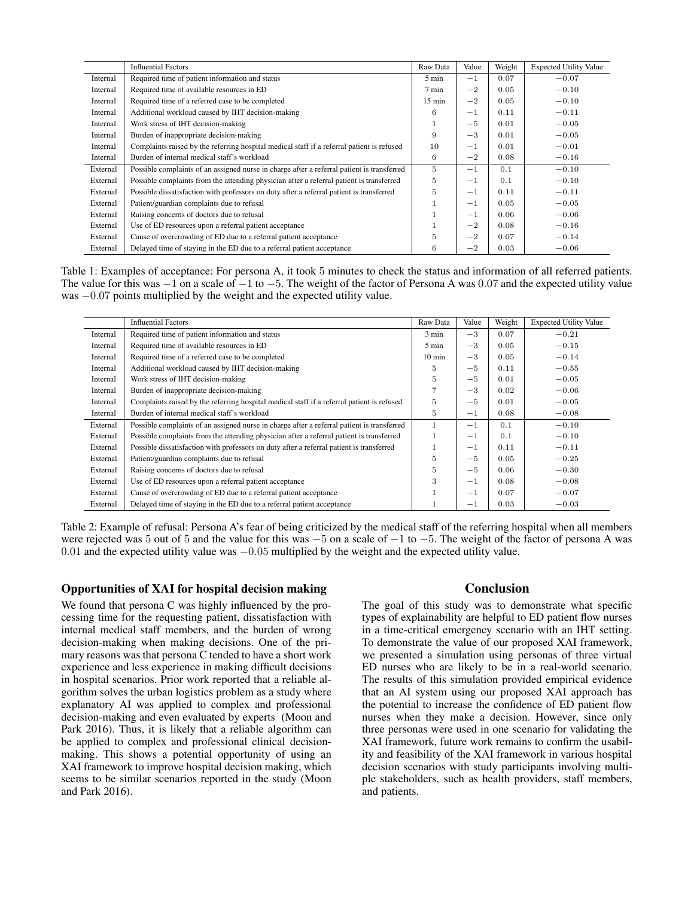| | Influential Factors | Raw Data | Value | Weight | Expected Utility Value |
|---|---|---|---|---|---|
| Internal | Required time of patient information and status | 5 min | $-1$ | 0.07 | $-0.07$ |
| Internal | Required time of available resources in ED | 7 min | $-2$ | 0.05 | $-0.10$ |
| Internal | Required time of a referred case to be completed | 15 min | $-2$ | 0.05 | $-0.10$ |
| Internal | Additional workload caused by IHT decision-making | 6 | $-1$ | 0.11 | $-0.11$ |
| Internal | Work stress of IHT decision-making | 1 | $-5$ | 0.01 | $-0.05$ |
| Internal | Burden of inappropriate decision-making | 9 | $-3$ | 0.01 | $-0.05$ |
| Internal | Complaints raised by the referring hospital medical staff if a referral patient is refused | 10 | $-1$ | 0.01 | $-0.01$ |
| Internal | Burden of internal medical staff's workload | 6 | $-2$ | 0.08 | $-0.16$ |
| External | Possible complaints of an assigned nurse in charge after a referral patient is transferred | 5 | $-1$ | 0.1 | $-0.10$ |
| External | Possible complaints from the attending physician after a referral patient is transferred | 5 | $-1$ | 0.1 | $-0.10$ |
| External | Possible dissatisfaction with professors on duty after a referral patient is transferred | 5 | $-1$ | 0.11 | $-0.11$ |
| External | Patient/guardian complaints due to refusal | 1 | $-1$ | 0.05 | $-0.05$ |
| External | Raising concerns of doctors due to refusal | 1 | $-1$ | 0.06 | $-0.06$ |
| External | Use of ED resources upon a referral patient acceptance | 1 | $-2$ | 0.08 | $-0.16$ |
| External | Cause of overcrowding of ED due to a referral patient acceptance | 5 | $-2$ | 0.07 | $-0.14$ |
| External | Delayed time of staying in the ED due to a referral patient acceptance | 6 | $-2$ | 0.03 | $-0.06$ |

Table 1: Examples of acceptance: For persona A, it took 5 minutes to check the status and information of all referred patients. The value for this was $-1$ on a scale of $-1$ to $-5$. The weight of the factor of Persona A was 0.07 and the expected utility value was $-0.07$ points multiplied by the weight and the expected utility value.

| | Influential Factors | Raw Data | Value | Weight | Expected Utility Value |
|---|---|---|---|---|---|
| Internal | Required time of patient information and status | 3 min | $-3$ | 0.07 | $-0.21$ |
| Internal | Required time of available resources in ED | 5 min | $-3$ | 0.05 | $-0.15$ |
| Internal | Required time of a referred case to be completed | 10 min | $-3$ | 0.05 | $-0.14$ |
| Internal | Additional workload caused by IHT decision-making | 5 | $-5$ | 0.11 | $-0.55$ |
| Internal | Work stress of IHT decision-making | 5 | $-5$ | 0.01 | $-0.05$ |
| Internal | Burden of inappropriate decision-making | 7 | $-3$ | 0.02 | $-0.06$ |
| Internal | Complaints raised by the referring hospital medical staff if a referral patient is refused | 5 | $-5$ | 0.01 | $-0.05$ |
| Internal | Burden of internal medical staff's workload | 5 | $-1$ | 0.08 | $-0.08$ |
| External | Possible complaints of an assigned nurse in charge after a referral patient is transferred | 1 | $-1$ | 0.1 | $-0.10$ |
| External | Possible complaints from the attending physician after a referral patient is transferred | 1 | $-1$ | 0.1 | $-0.10$ |
| External | Possible dissatisfaction with professors on duty after a referral patient is transferred | 1 | $-1$ | 0.11 | $-0.11$ |
| External | Patient/guardian complaints due to refusal | 5 | $-5$ | 0.05 | $-0.25$ |
| External | Raising concerns of doctors due to refusal | 5 | $-5$ | 0.06 | $-0.30$ |
| External | Use of ED resources upon a referral patient acceptance | 3 | $-1$ | 0.08 | $-0.08$ |
| External | Cause of overcrowding of ED due to a referral patient acceptance | 1 | $-1$ | 0.07 | $-0.07$ |
| External | Delayed time of staying in the ED due to a referral patient acceptance | 1 | $-1$ | 0.03 | $-0.03$ |

Table 2: Example of refusal: Persona A's fear of being criticized by the medical staff of the referring hospital when all members were rejected was 5 out of 5 and the value for this was $-5$ on a scale of $-1$ to $-5$. The weight of the factor of persona A was 0.01 and the expected utility value was $-0.05$ multiplied by the weight and the expected utility value.

## Opportunities of XAI for hospital decision making

We found that persona C was highly influenced by the processing time for the requesting patient, dissatisfaction with internal medical staff members, and the burden of wrong decision-making when making decisions. One of the primary reasons was that persona C tended to have a short work experience and less experience in making difficult decisions in hospital scenarios. Prior work reported that a reliable algorithm solves the urban logistics problem as a study where explanatory AI was applied to complex and professional decision-making and even evaluated by experts (Moon and Park 2016). Thus, it is likely that a reliable algorithm can be applied to complex and professional clinical decision-making. This shows a potential opportunity of using an XAI framework to improve hospital decision making, which seems to be similar scenarios reported in the study (Moon and Park 2016).

## Conclusion

The goal of this study was to demonstrate what specific types of explainability are helpful to ED patient flow nurses in a time-critical emergency scenario with an IHT setting. To demonstrate the value of our proposed XAI framework, we presented a simulation using personas of three virtual ED nurses who are likely to be in a real-world scenario. The results of this simulation provided empirical evidence that an AI system using our proposed XAI approach has the potential to increase the confidence of ED patient flow nurses when they make a decision. However, since only three personas were used in one scenario for validating the XAI framework, future work remains to confirm the usability and feasibility of the XAI framework in various hospital decision scenarios with study participants involving multiple stakeholders, such as health providers, staff members, and patients.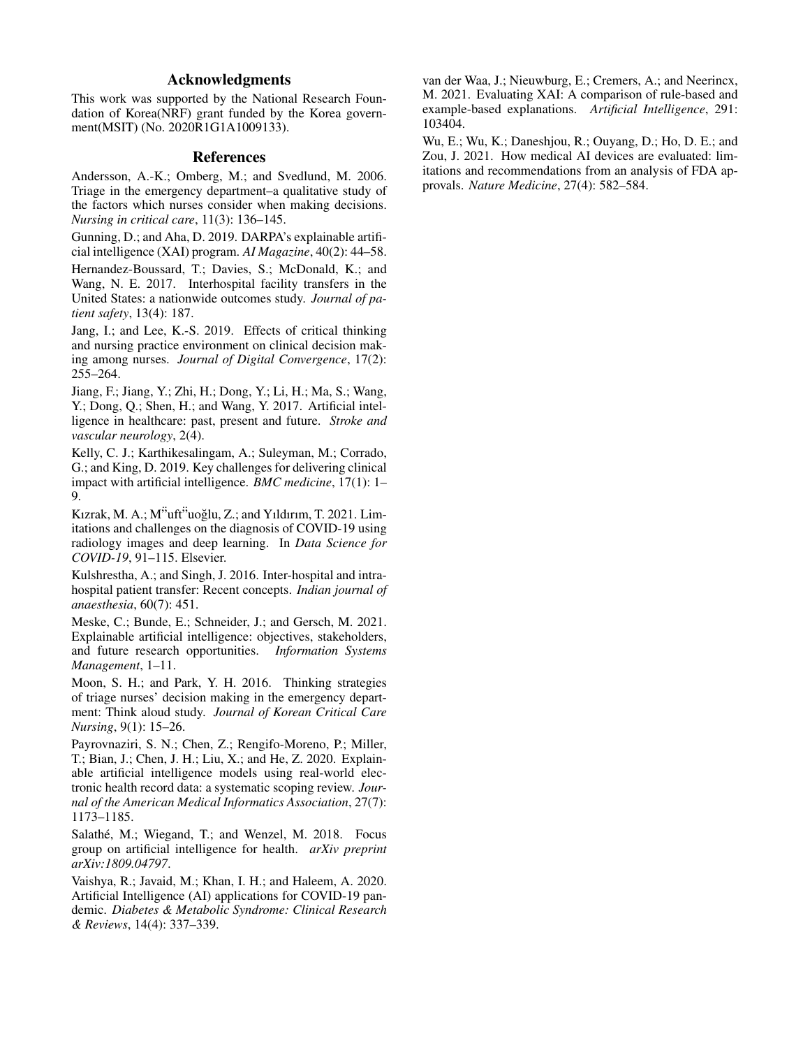## Acknowledgments

This work was supported by the National Research Foundation of Korea(NRF) grant funded by the Korea government(MSIT) (No. 2020R1G1A1009133).

## References

Andersson, A.-K.; Omberg, M.; and Svedlund, M. 2006. Triage in the emergency department–a qualitative study of the factors which nurses consider when making decisions. *Nursing in critical care*, 11(3): 136–145.

Gunning, D.; and Aha, D. 2019. DARPA's explainable artificial intelligence (XAI) program. *AI Magazine*, 40(2): 44–58.

Hernandez-Boussard, T.; Davies, S.; McDonald, K.; and Wang, N. E. 2017. Interhospital facility transfers in the United States: a nationwide outcomes study. *Journal of patient safety*, 13(4): 187.

Jang, I.; and Lee, K.-S. 2019. Effects of critical thinking and nursing practice environment on clinical decision making among nurses. *Journal of Digital Convergence*, 17(2): 255–264.

Jiang, F.; Jiang, Y.; Zhi, H.; Dong, Y.; Li, H.; Ma, S.; Wang, Y.; Dong, Q.; Shen, H.; and Wang, Y. 2017. Artificial intelligence in healthcare: past, present and future. *Stroke and vascular neurology*, 2(4).

Kelly, C. J.; Karthikesalingam, A.; Suleyman, M.; Corrado, G.; and King, D. 2019. Key challenges for delivering clinical impact with artificial intelligence. *BMC medicine*, 17(1): 1–9.

Kızrak, M. A.; M¨uft¨uoğlu, Z.; and Yıldırım, T. 2021. Limitations and challenges on the diagnosis of COVID-19 using radiology images and deep learning. In *Data Science for COVID-19*, 91–115. Elsevier.

Kulshrestha, A.; and Singh, J. 2016. Inter-hospital and intrahospital patient transfer: Recent concepts. *Indian journal of anaesthesia*, 60(7): 451.

Meske, C.; Bunde, E.; Schneider, J.; and Gersch, M. 2021. Explainable artificial intelligence: objectives, stakeholders, and future research opportunities. *Information Systems Management*, 1–11.

Moon, S. H.; and Park, Y. H. 2016. Thinking strategies of triage nurses' decision making in the emergency department: Think aloud study. *Journal of Korean Critical Care Nursing*, 9(1): 15–26.

Payrovnaziri, S. N.; Chen, Z.; Rengifo-Moreno, P.; Miller, T.; Bian, J.; Chen, J. H.; Liu, X.; and He, Z. 2020. Explainable artificial intelligence models using real-world electronic health record data: a systematic scoping review. *Journal of the American Medical Informatics Association*, 27(7): 1173–1185.

Salathé, M.; Wiegand, T.; and Wenzel, M. 2018. Focus group on artificial intelligence for health. *arXiv preprint arXiv:1809.04797*.

Vaishya, R.; Javaid, M.; Khan, I. H.; and Haleem, A. 2020. Artificial Intelligence (AI) applications for COVID-19 pandemic. *Diabetes & Metabolic Syndrome: Clinical Research & Reviews*, 14(4): 337–339.

van der Waa, J.; Nieuwburg, E.; Cremers, A.; and Neerincx, M. 2021. Evaluating XAI: A comparison of rule-based and example-based explanations. *Artificial Intelligence*, 291: 103404.

Wu, E.; Wu, K.; Daneshjou, R.; Ouyang, D.; Ho, D. E.; and Zou, J. 2021. How medical AI devices are evaluated: limitations and recommendations from an analysis of FDA approvals. *Nature Medicine*, 27(4): 582–584.